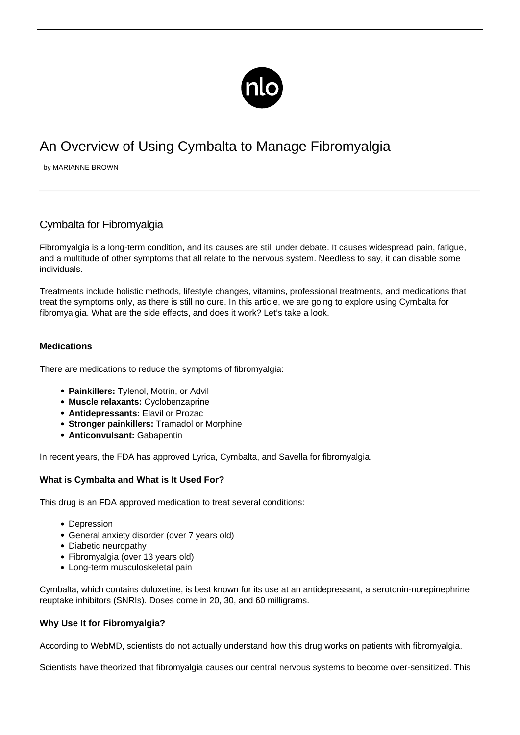# An Overview of Using Cymbalta to Manage Fibromyalgia

by MARIANNE BROWN

## Cymbalta for Fibromyalgia

Fibromyalgia is a long-term condition, and its causes are still under debate. It causes widespread pain, fatigue, and a multitude of other symptoms that all relate to the nervous system. Needless to say, it can disable some individuals.

Treatments include holistic methods, lifestyle changes, vitamins, professional treatments, and medications that treat the symptoms only, as there is still no cure. In this article, we are going to explore using Cymbalta for fibromyalgia. What are the side effects, and does it work? Let's take a look.

### Medications

There are medications to reduce the symptoms of fibromyalgia:

- **Painkillers:** Tylenol, Motrin, or Advil
- **Muscle relaxants:** Cyclobenzaprine
- **Antidepressants:** Elavil or Prozac
- **Stronger painkillers:** Tramadol or Morphine
- **Anticonvulsant:** Gabapentin

In recent years, the FDA has approved Lyrica, Cymbalta, and Savella for fibromyalgia.

### What is Cymbalta and What is It Used For?

This drug is an FDA approved medication to treat several conditions:

- Depression
- General anxiety disorder (over 7 years old)
- Diabetic neuropathy
- Fibromyalgia (over 13 years old)
- Long-term musculoskeletal pain

Cymbalta, which contains duloxetine, is best known for its use at an antidepressant, a serotonin-norepinephrine reuptake inhibitors (SNRIs). Doses come in 20, 30, and 60 milligrams.

### Why Use It for Fibromyalgia?

According to WebMD, scientists do not actually understand how this drug works on patients with fibromyalgia.

Scientists have theorized that fibromyalgia causes our central nervous systems to become over-sensitized. This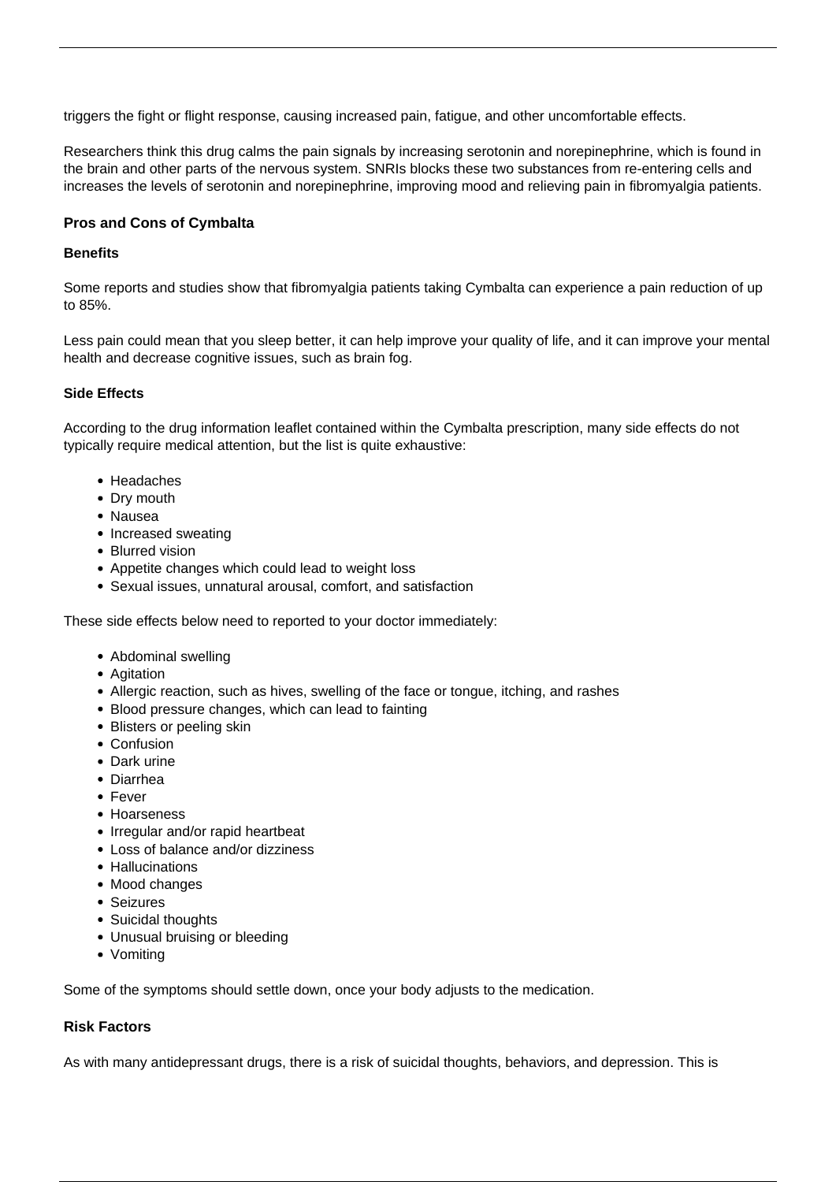triggers the fight or flight response, causing increased pain, fatigue, and other uncomfortable effects.

Researchers think this drug calms the pain signals by increasing serotonin and norepinephrine, which is found in the brain and other parts of the nervous system. SNRIs blocks these two substances from re-entering cells and increases the levels of serotonin and norepinephrine, improving mood and relieving pain in fibromyalgia patients.

### Pros and Cons of Cymbalta

#### Benefits

Some reports and studies show that fibromyalgia patients taking Cymbalta can experience a pain reduction of up to 85%.

Less pain could mean that you sleep better, it can help improve your quality of life, and it can improve your mental health and decrease cognitive issues, such as brain fog.

#### Side Effects

According to the drug information leaflet contained within the Cymbalta prescription, many side effects do not typically require medical attention, but the list is quite exhaustive:

- Headaches
- Dry mouth
- Nausea
- Increased sweating
- Blurred vision
- Appetite changes which could lead to weight loss
- Sexual issues, unnatural arousal, comfort, and satisfaction

These side effects below need to reported to your doctor immediately:

- Abdominal swelling
- Agitation
- Allergic reaction, such as hives, swelling of the face or tongue, itching, and rashes
- Blood pressure changes, which can lead to fainting
- Blisters or peeling skin
- Confusion
- Dark urine
- Diarrhea
- Fever
- Hoarseness
- Irregular and/or rapid heartbeat
- Loss of balance and/or dizziness
- Hallucinations
- Mood changes
- Seizures
- Suicidal thoughts
- Unusual bruising or bleeding
- Vomiting

Some of the symptoms should settle down, once your body adjusts to the medication.

#### Risk Factors

As with many antidepressant drugs, there is a risk of suicidal thoughts, behaviors, and depression. This is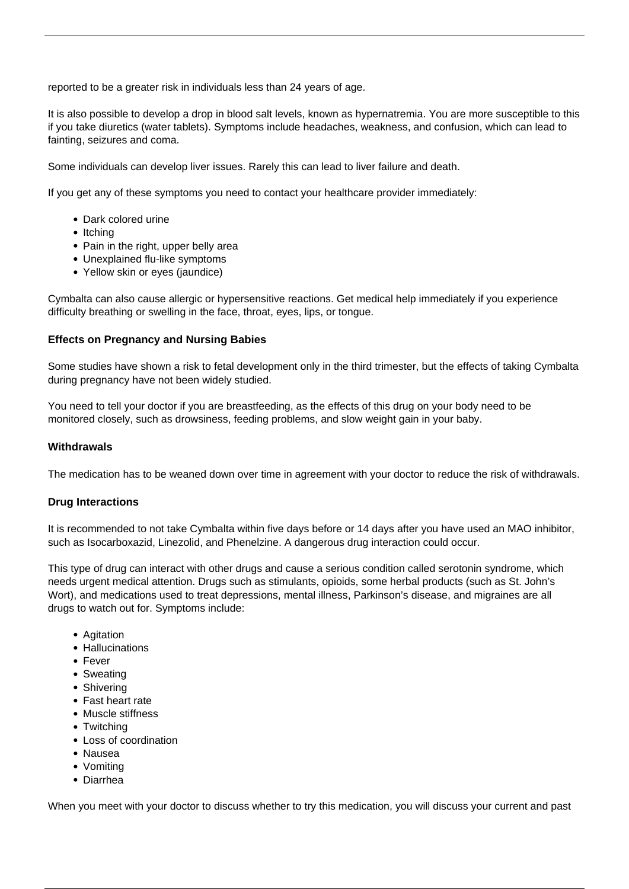reported to be a greater risk in individuals less than 24 years of age.

It is also possible to develop a drop in blood salt levels, known as hypernatremia. You are more susceptible to this if you take diuretics (water tablets). Symptoms include headaches, weakness, and confusion, which can lead to fainting, seizures and coma.

Some individuals can develop liver issues. Rarely this can lead to liver failure and death.

If you get any of these symptoms you need to contact your healthcare provider immediately:

- Dark colored urine
- Itching
- Pain in the right, upper belly area
- Unexplained flu-like symptoms
- Yellow skin or eyes (jaundice)

Cymbalta can also cause allergic or hypersensitive reactions. Get medical help immediately if you experience difficulty breathing or swelling in the face, throat, eyes, lips, or tongue.

**Effects on Pregnancy and Nursing Babies**

Some studies have shown a risk to fetal development only in the third trimester, but the effects of taking Cymbalta during pregnancy have not been widely studied.

You need to tell your doctor if you are breastfeeding, as the effects of this drug on your body need to be monitored closely, such as drowsiness, feeding problems, and slow weight gain in your baby.

**Withdrawals**

The medication has to be weaned down over time in agreement with your doctor to reduce the risk of withdrawals.

**Drug Interactions**

It is recommended to not take Cymbalta within five days before or 14 days after you have used an MAO inhibitor, such as Isocarboxazid, Linezolid, and Phenelzine. A dangerous drug interaction could occur.

This type of drug can interact with other drugs and cause a serious condition called serotonin syndrome, which needs urgent medical attention. Drugs such as stimulants, opioids, some herbal products (such as St. John's Wort), and medications used to treat depressions, mental illness, Parkinson's disease, and migraines are all drugs to watch out for. Symptoms include:

- Agitation
- Hallucinations
- Fever
- Sweating
- Shivering
- Fast heart rate
- Muscle stiffness
- Twitching
- Loss of coordination
- Nausea
- Vomiting
- Diarrhea

When you meet with your doctor to discuss whether to try this medication, you will discuss your current and past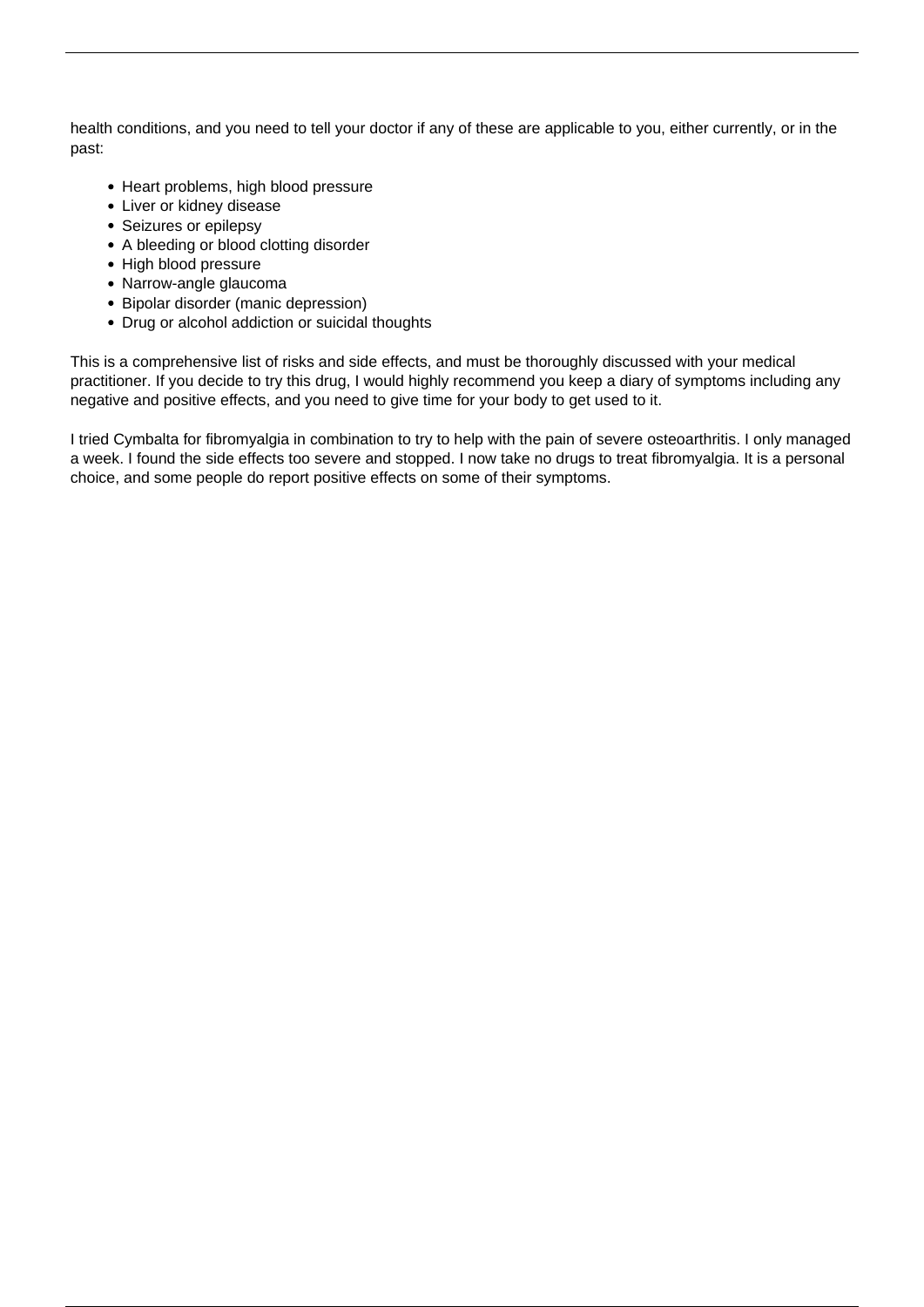health conditions, and you need to tell your doctor if any of these are applicable to you, either currently, or in the past:

- Heart problems, high blood pressure
- Liver or kidney disease
- Seizures or epilepsy
- A bleeding or blood clotting disorder
- High blood pressure
- Narrow-angle glaucoma
- Bipolar disorder (manic depression)
- Drug or alcohol addiction or suicidal thoughts

This is a comprehensive list of risks and side effects, and must be thoroughly discussed with your medical practitioner. If you decide to try this drug, I would highly recommend you keep a diary of symptoms including any negative and positive effects, and you need to give time for your body to get used to it.

I tried Cymbalta for fibromyalgia in combination to try to help with the pain of severe osteoarthritis. I only managed a week. I found the side effects too severe and stopped. I now take no drugs to treat fibromyalgia. It is a personal choice, and some people do report positive effects on some of their symptoms.